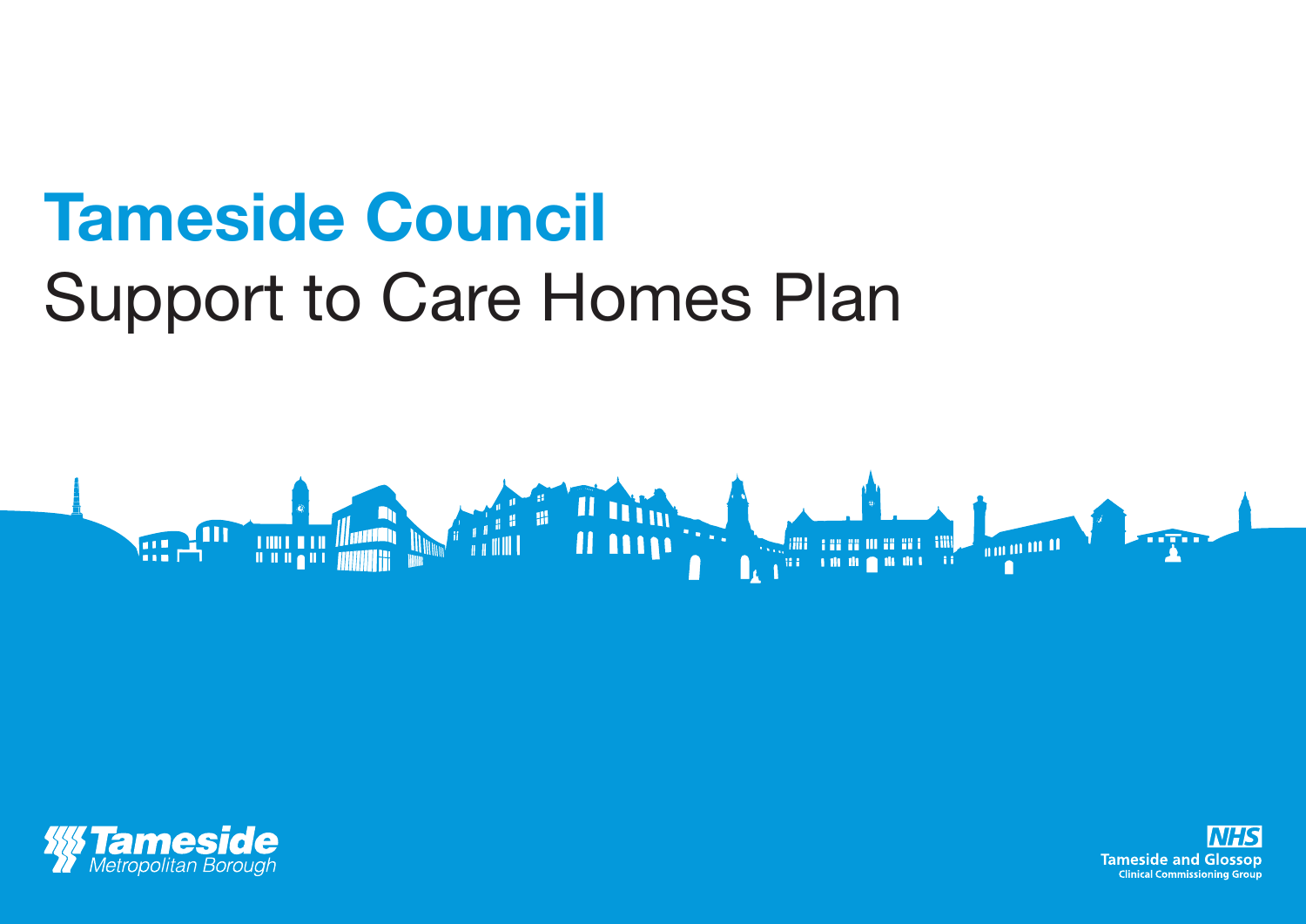# Tameside Council

## Support to Care Homes Plan

Tameside Metropolitan Borough

NHS Tameside and Glossop Clinical Commissioning Group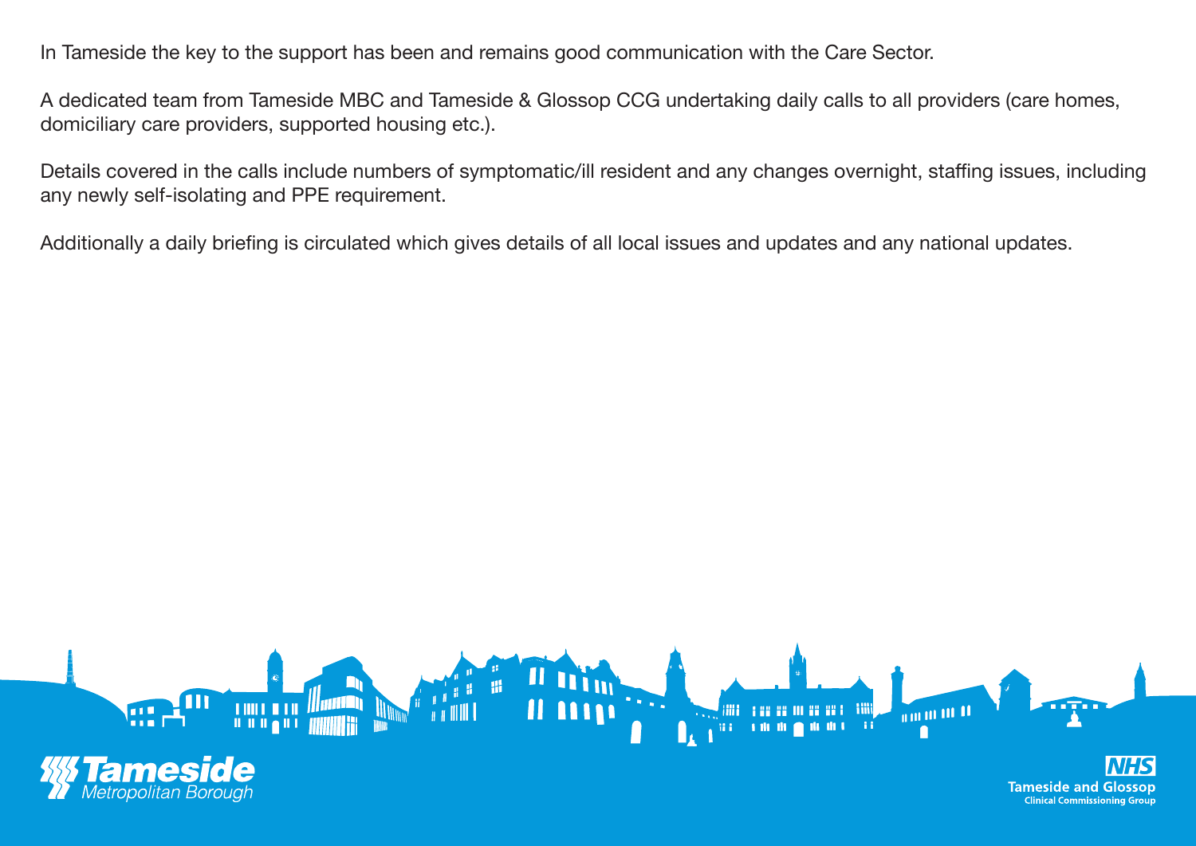In Tameside the key to the support has been and remains good communication with the Care Sector.

A dedicated team from Tameside MBC and Tameside & Glossop CCG undertaking daily calls to all providers (care homes, domiciliary care providers, supported housing etc.).

Details covered in the calls include numbers of symptomatic/ill resident and any changes overnight, staffing issues, including any newly self-isolating and PPE requirement.

Additionally a daily briefing is circulated which gives details of all local issues and updates and any national updates.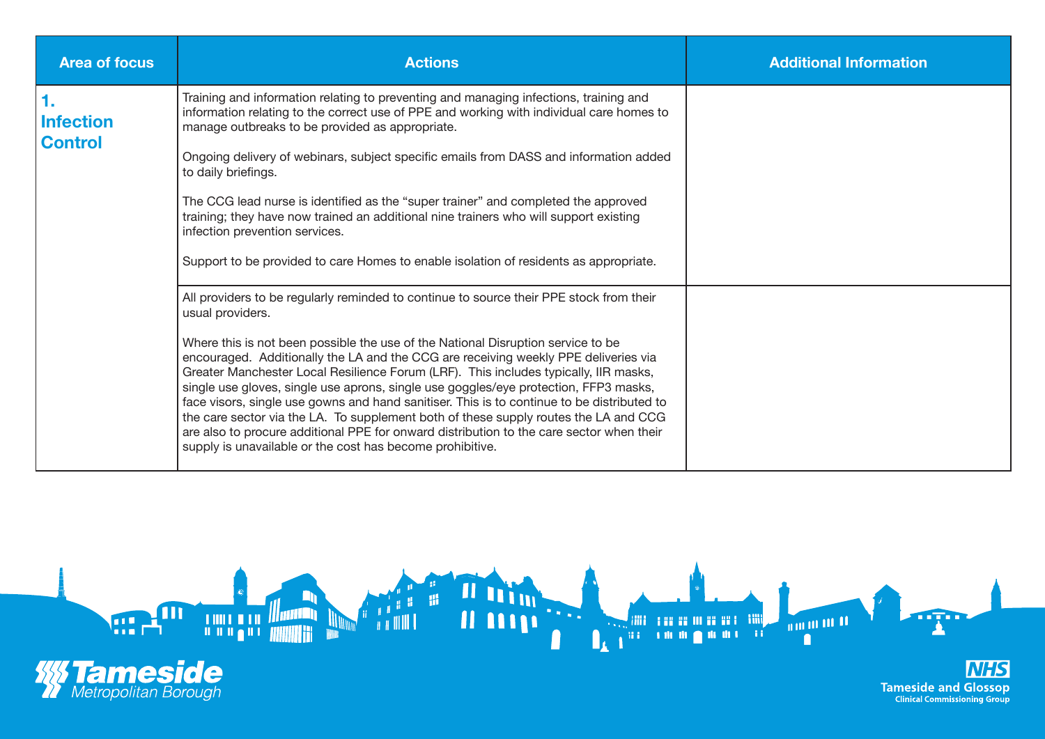| Area of focus | Actions | Additional Information |
| --- | --- | --- |
| **1. Infection Control** | Training and information relating to preventing and managing infections, training and information relating to the correct use of PPE and working with individual care homes to manage outbreaks to be provided as appropriate.<br><br>Ongoing delivery of webinars, subject specific emails from DASS and information added to daily briefings.<br><br>The CCG lead nurse is identified as the "super trainer" and completed the approved training; they have now trained an additional nine trainers who will support existing infection prevention services.<br><br>Support to be provided to care Homes to enable isolation of residents as appropriate. | |
| | All providers to be regularly reminded to continue to source their PPE stock from their usual providers.<br><br>Where this is not been possible the use of the National Disruption service to be encouraged. Additionally the LA and the CCG are receiving weekly PPE deliveries via Greater Manchester Local Resilience Forum (LRF). This includes typically, IIR masks, single use gloves, single use aprons, single use goggles/eye protection, FFP3 masks, face visors, single use gowns and hand sanitiser. This is to continue to be distributed to the care sector via the LA. To supplement both of these supply routes the LA and CCG are also to procure additional PPE for onward distribution to the care sector when their supply is unavailable or the cost has become prohibitive. | |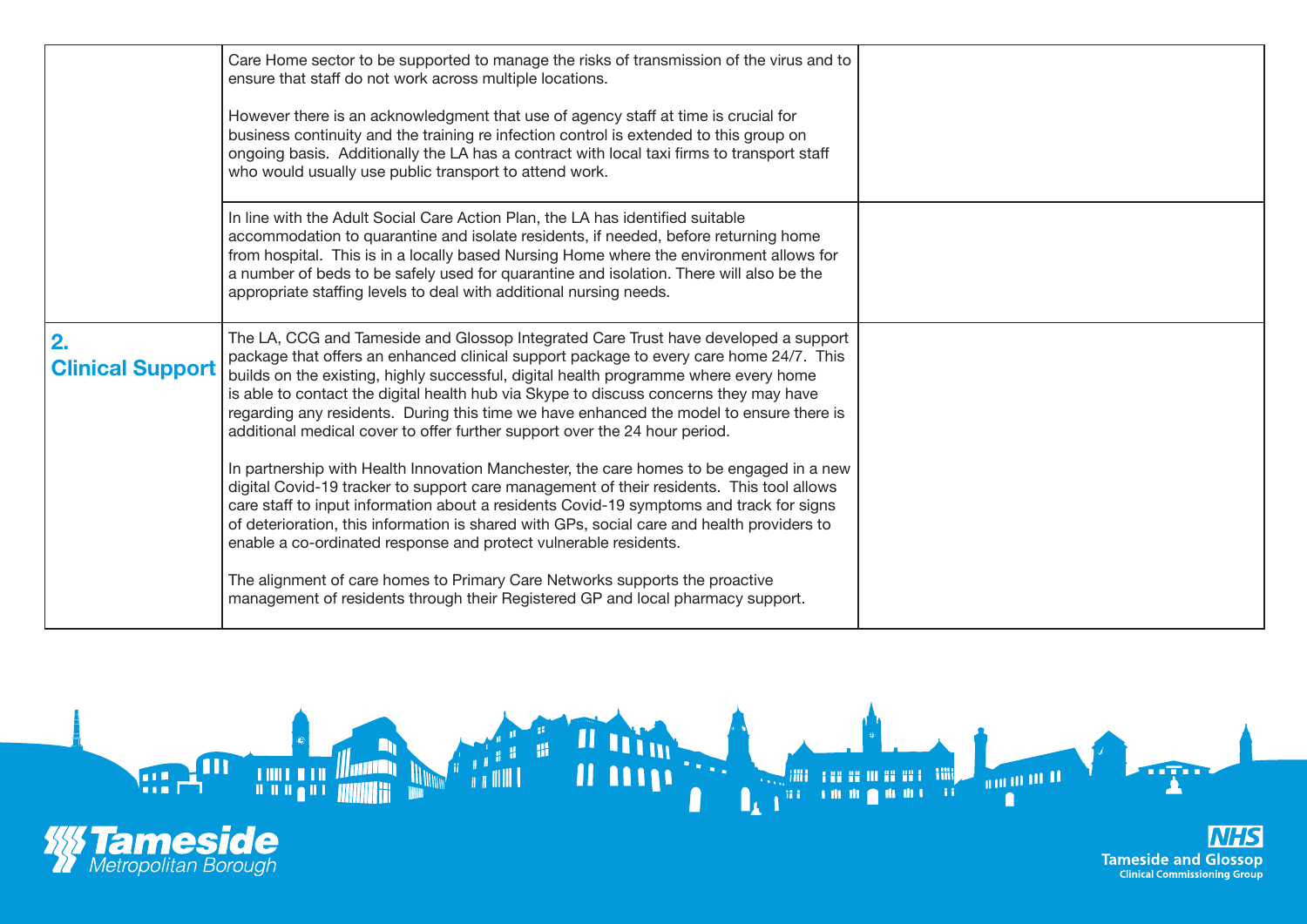| | | |
|---|---|---|
| | Care Home sector to be supported to manage the risks of transmission of the virus and to ensure that staff do not work across multiple locations.<br><br>However there is an acknowledgment that use of agency staff at time is crucial for business continuity and the training re infection control is extended to this group on ongoing basis. Additionally the LA has a contract with local taxi firms to transport staff who would usually use public transport to attend work. | |
| | In line with the Adult Social Care Action Plan, the LA has identified suitable accommodation to quarantine and isolate residents, if needed, before returning home from hospital. This is in a locally based Nursing Home where the environment allows for a number of beds to be safely used for quarantine and isolation. There will also be the appropriate staffing levels to deal with additional nursing needs. | |
| **2. Clinical Support** | The LA, CCG and Tameside and Glossop Integrated Care Trust have developed a support package that offers an enhanced clinical support package to every care home 24/7. This builds on the existing, highly successful, digital health programme where every home is able to contact the digital health hub via Skype to discuss concerns they may have regarding any residents. During this time we have enhanced the model to ensure there is additional medical cover to offer further support over the 24 hour period.<br><br>In partnership with Health Innovation Manchester, the care homes to be engaged in a new digital Covid-19 tracker to support care management of their residents. This tool allows care staff to input information about a residents Covid-19 symptoms and track for signs of deterioration, this information is shared with GPs, social care and health providers to enable a co-ordinated response and protect vulnerable residents.<br><br>The alignment of care homes to Primary Care Networks supports the proactive management of residents through their Registered GP and local pharmacy support. | |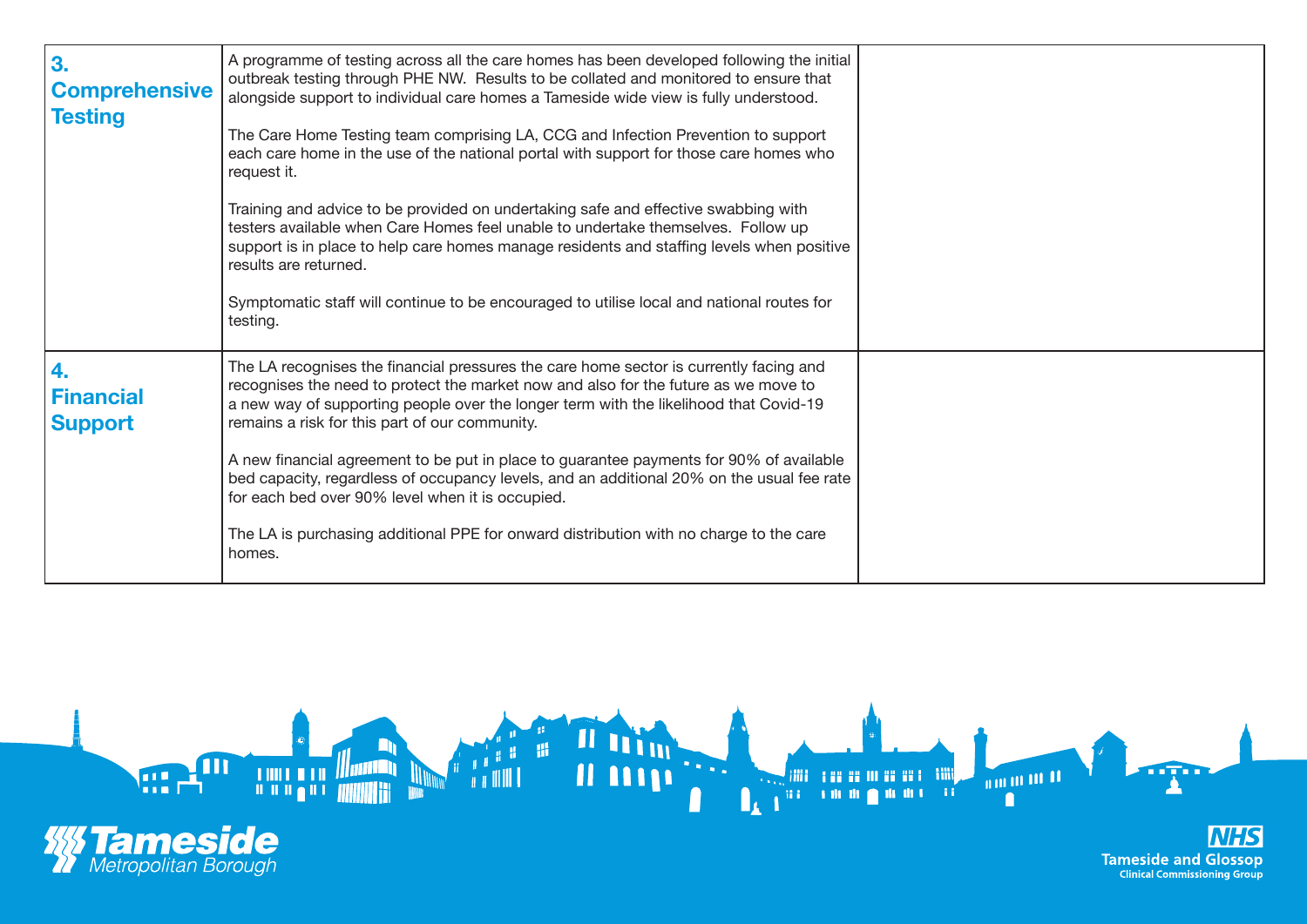| | | |
|---|---|---|
| **3. Comprehensive Testing** | A programme of testing across all the care homes has been developed following the initial outbreak testing through PHE NW. Results to be collated and monitored to ensure that alongside support to individual care homes a Tameside wide view is fully understood.<br><br>The Care Home Testing team comprising LA, CCG and Infection Prevention to support each care home in the use of the national portal with support for those care homes who request it.<br><br>Training and advice to be provided on undertaking safe and effective swabbing with testers available when Care Homes feel unable to undertake themselves. Follow up support is in place to help care homes manage residents and staffing levels when positive results are returned.<br><br>Symptomatic staff will continue to be encouraged to utilise local and national routes for testing. | |
| **4. Financial Support** | The LA recognises the financial pressures the care home sector is currently facing and recognises the need to protect the market now and also for the future as we move to a new way of supporting people over the longer term with the likelihood that Covid-19 remains a risk for this part of our community.<br><br>A new financial agreement to be put in place to guarantee payments for 90% of available bed capacity, regardless of occupancy levels, and an additional 20% on the usual fee rate for each bed over 90% level when it is occupied.<br><br>The LA is purchasing additional PPE for onward distribution with no charge to the care homes. | |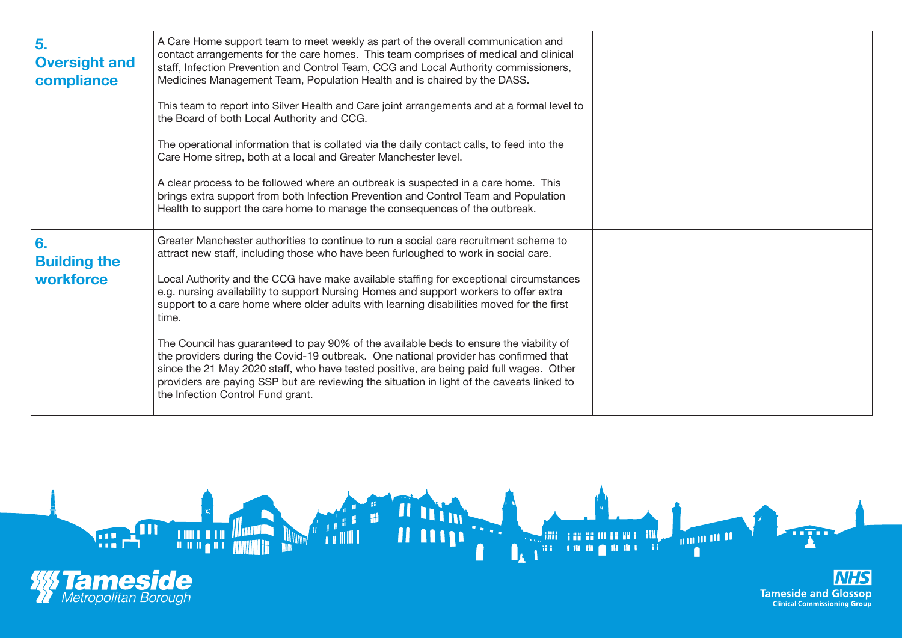| | | |
|---|---|---|
| **5. Oversight and compliance** | A Care Home support team to meet weekly as part of the overall communication and contact arrangements for the care homes. This team comprises of medical and clinical staff, Infection Prevention and Control Team, CCG and Local Authority commissioners, Medicines Management Team, Population Health and is chaired by the DASS.<br><br>This team to report into Silver Health and Care joint arrangements and at a formal level to the Board of both Local Authority and CCG.<br><br>The operational information that is collated via the daily contact calls, to feed into the Care Home sitrep, both at a local and Greater Manchester level.<br><br>A clear process to be followed where an outbreak is suspected in a care home. This brings extra support from both Infection Prevention and Control Team and Population Health to support the care home to manage the consequences of the outbreak. | |
| **6. Building the workforce** | Greater Manchester authorities to continue to run a social care recruitment scheme to attract new staff, including those who have been furloughed to work in social care.<br><br>Local Authority and the CCG have make available staffing for exceptional circumstances e.g. nursing availability to support Nursing Homes and support workers to offer extra support to a care home where older adults with learning disabilities moved for the first time.<br><br>The Council has guaranteed to pay 90% of the available beds to ensure the viability of the providers during the Covid-19 outbreak. One national provider has confirmed that since the 21 May 2020 staff, who have tested positive, are being paid full wages. Other providers are paying SSP but are reviewing the situation in light of the caveats linked to the Infection Control Fund grant. | |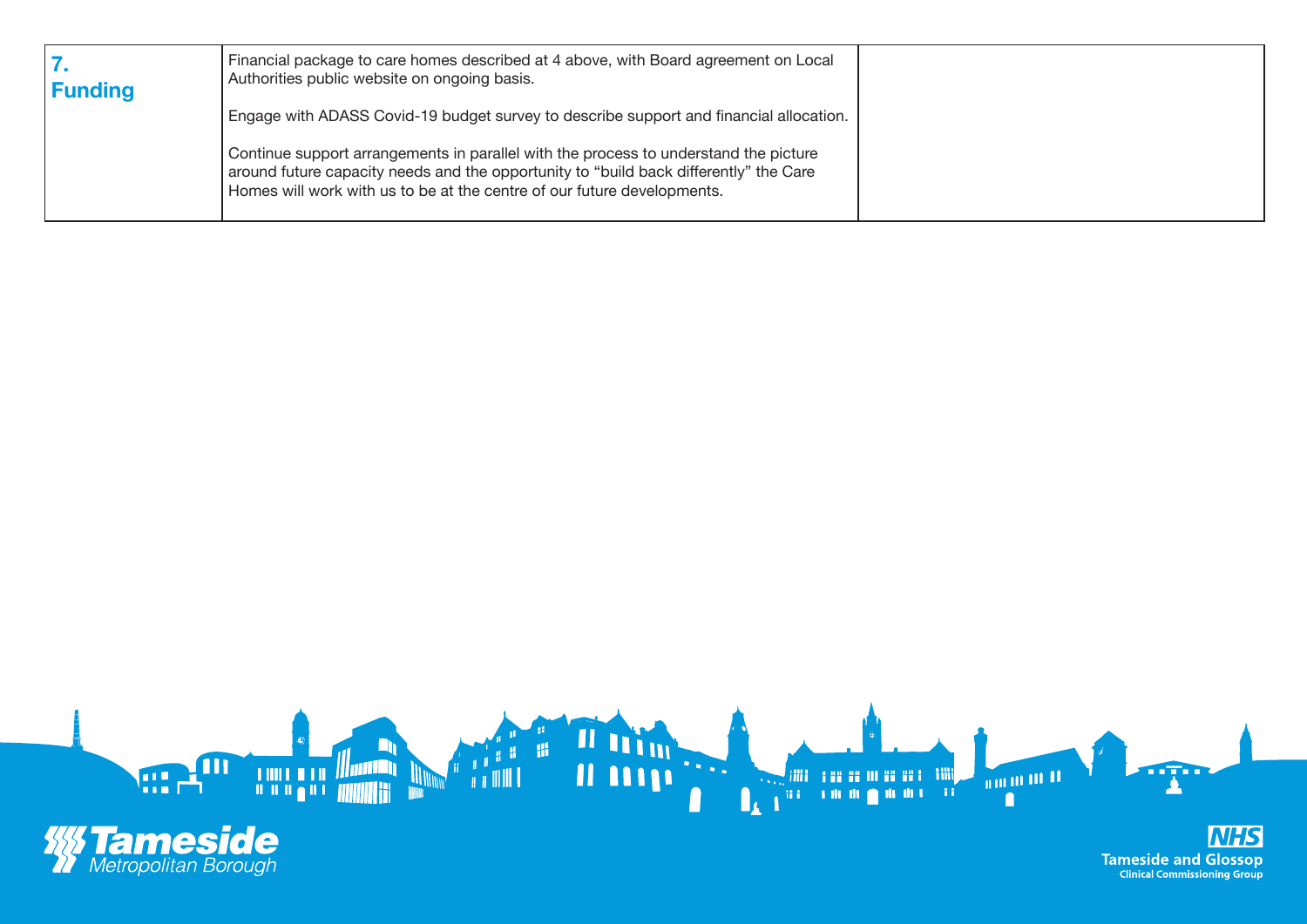| **7. Funding** | Financial package to care homes described at 4 above, with Board agreement on Local Authorities public website on ongoing basis.<br><br>Engage with ADASS Covid-19 budget survey to describe support and financial allocation.<br><br>Continue support arrangements in parallel with the process to understand the picture around future capacity needs and the opportunity to "build back differently" the Care Homes will work with us to be at the centre of our future developments. | |
|---|---|---|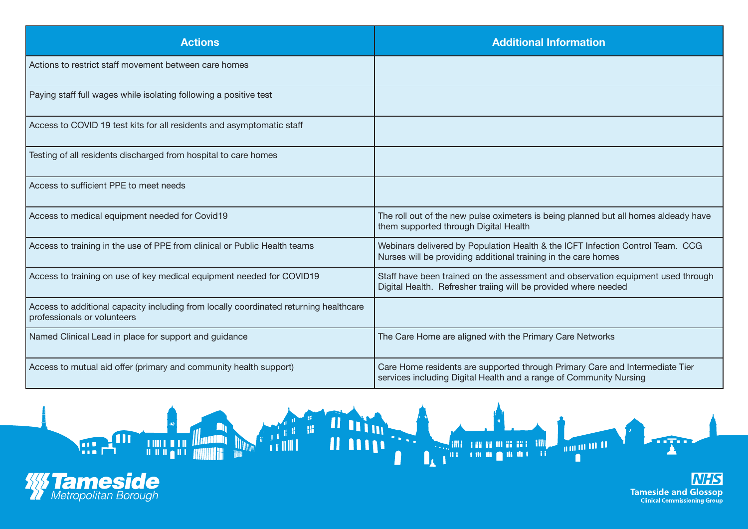| Actions | Additional Information |
|---|---|
| Actions to restrict staff movement between care homes | |
| Paying staff full wages while isolating following a positive test | |
| Access to COVID 19 test kits for all residents and asymptomatic staff | |
| Testing of all residents discharged from hospital to care homes | |
| Access to sufficient PPE to meet needs | |
| Access to medical equipment needed for Covid19 | The roll out of the new pulse oximeters is being planned but all homes aldeady have them supported through Digital Health |
| Access to training in the use of PPE from clinical or Public Health teams | Webinars delivered by Population Health & the ICFT Infection Control Team. CCG Nurses will be providing additional training in the care homes |
| Access to training on use of key medical equipment needed for COVID19 | Staff have been trained on the assessment and observation equipment used through Digital Health. Refresher traiing will be provided where needed |
| Access to additional capacity including from locally coordinated returning healthcare professionals or volunteers | |
| Named Clinical Lead in place for support and guidance | The Care Home are aligned with the Primary Care Networks |
| Access to mutual aid offer (primary and community health support) | Care Home residents are supported through Primary Care and Intermediate Tier services including Digital Health and a range of Community Nursing |

Tameside Metropolitan Borough

NHS Tameside and Glossop Clinical Commissioning Group